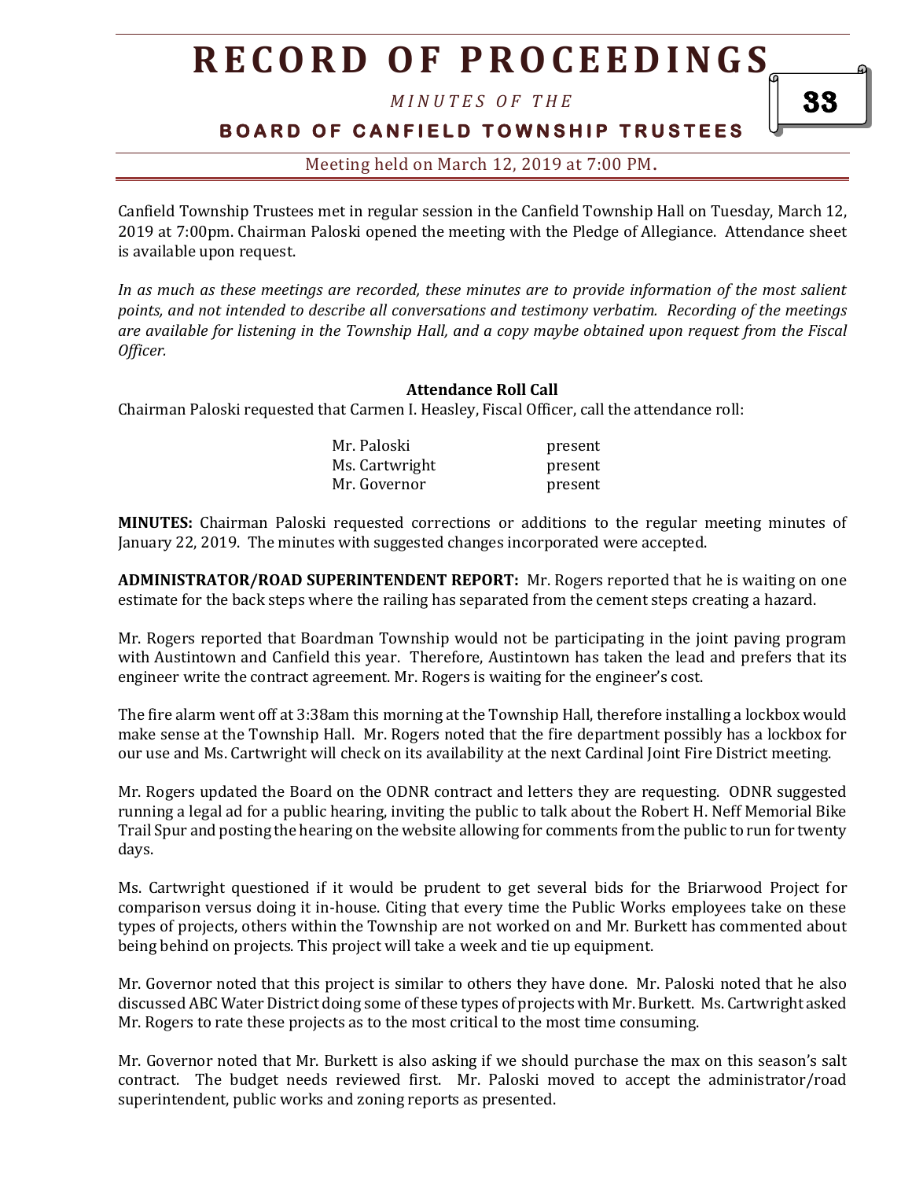# RECORD OF PROCEEDINGS

*MINUTES OF THE*

**BOARD OF CANFIELD TOWNSHIP TRUSTEES**

Meeting held on March 12, 2019 at 7:00 PM.

Canfield Township Trustees met in regular session in the Canfield Township Hall on Tuesday, March 12, 2019 at 7:00pm. Chairman Paloski opened the meeting with the Pledge of Allegiance. Attendance sheet is available upon request.

*In as much as these meetings are recorded, these minutes are to provide information of the most salient points, and not intended to describe all conversations and testimony verbatim. Recording of the meetings are available for listening in the Township Hall, and a copy maybe obtained upon request from the Fiscal Officer.*

**Attendance Roll Call**

Chairman Paloski requested that Carmen I. Heasley, Fiscal Officer, call the attendance roll:

| | |
|---|---|
| Mr. Paloski | present |
| Ms. Cartwright | present |
| Mr. Governor | present |

**MINUTES:** Chairman Paloski requested corrections or additions to the regular meeting minutes of January 22, 2019. The minutes with suggested changes incorporated were accepted.

**ADMINISTRATOR/ROAD SUPERINTENDENT REPORT:** Mr. Rogers reported that he is waiting on one estimate for the back steps where the railing has separated from the cement steps creating a hazard.

Mr. Rogers reported that Boardman Township would not be participating in the joint paving program with Austintown and Canfield this year. Therefore, Austintown has taken the lead and prefers that its engineer write the contract agreement. Mr. Rogers is waiting for the engineer's cost.

The fire alarm went off at 3:38am this morning at the Township Hall, therefore installing a lockbox would make sense at the Township Hall. Mr. Rogers noted that the fire department possibly has a lockbox for our use and Ms. Cartwright will check on its availability at the next Cardinal Joint Fire District meeting.

Mr. Rogers updated the Board on the ODNR contract and letters they are requesting. ODNR suggested running a legal ad for a public hearing, inviting the public to talk about the Robert H. Neff Memorial Bike Trail Spur and posting the hearing on the website allowing for comments from the public to run for twenty days.

Ms. Cartwright questioned if it would be prudent to get several bids for the Briarwood Project for comparison versus doing it in-house. Citing that every time the Public Works employees take on these types of projects, others within the Township are not worked on and Mr. Burkett has commented about being behind on projects. This project will take a week and tie up equipment.

Mr. Governor noted that this project is similar to others they have done. Mr. Paloski noted that he also discussed ABC Water District doing some of these types of projects with Mr. Burkett. Ms. Cartwright asked Mr. Rogers to rate these projects as to the most critical to the most time consuming.

Mr. Governor noted that Mr. Burkett is also asking if we should purchase the max on this season's salt contract. The budget needs reviewed first. Mr. Paloski moved to accept the administrator/road superintendent, public works and zoning reports as presented.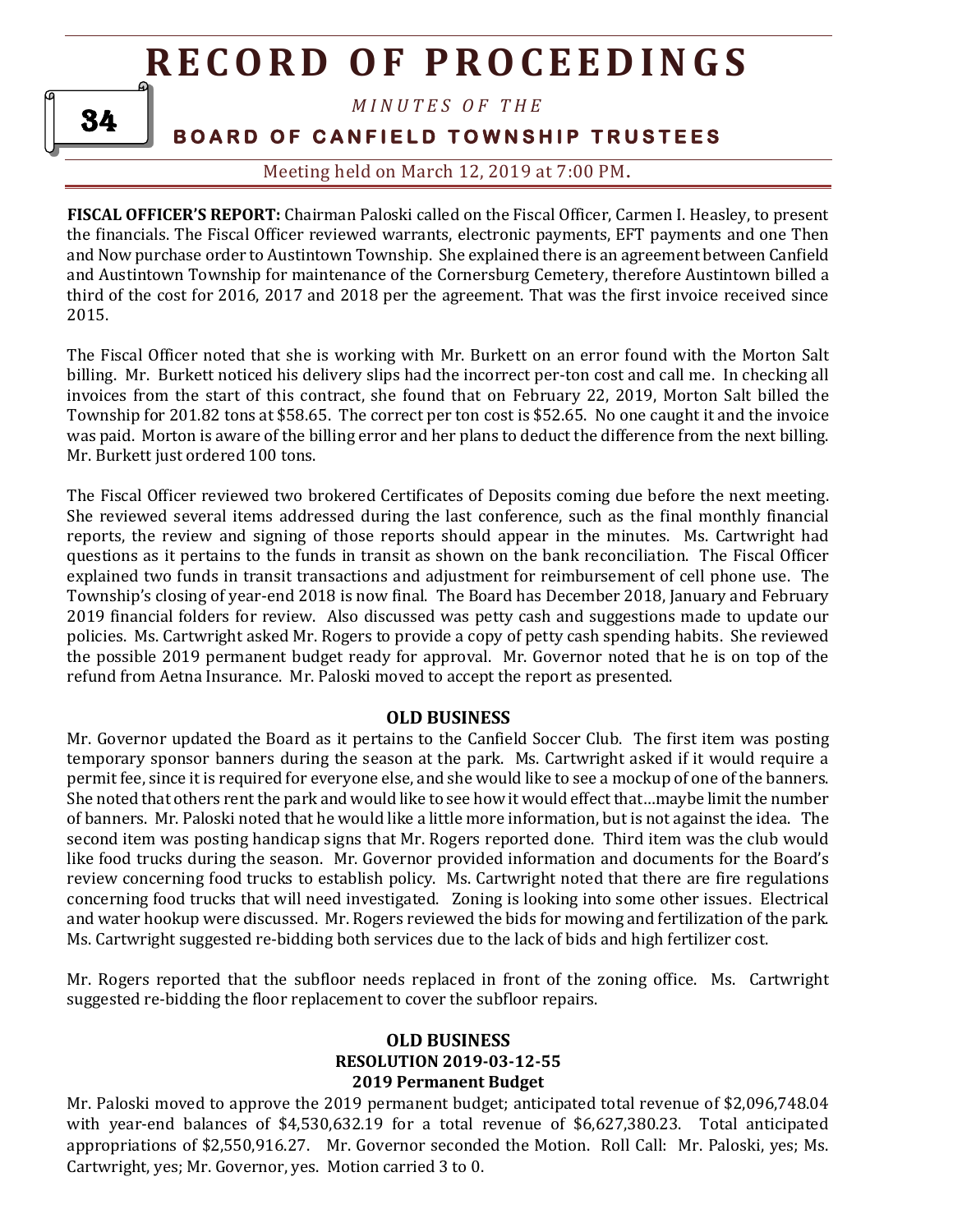**FISCAL OFFICER'S REPORT:** Chairman Paloski called on the Fiscal Officer, Carmen I. Heasley, to present the financials. The Fiscal Officer reviewed warrants, electronic payments, EFT payments and one Then and Now purchase order to Austintown Township. She explained there is an agreement between Canfield and Austintown Township for maintenance of the Cornersburg Cemetery, therefore Austintown billed a third of the cost for 2016, 2017 and 2018 per the agreement. That was the first invoice received since 2015.

The Fiscal Officer noted that she is working with Mr. Burkett on an error found with the Morton Salt billing. Mr. Burkett noticed his delivery slips had the incorrect per-ton cost and call me. In checking all invoices from the start of this contract, she found that on February 22, 2019, Morton Salt billed the Township for 201.82 tons at $58.65. The correct per ton cost is $52.65. No one caught it and the invoice was paid. Morton is aware of the billing error and her plans to deduct the difference from the next billing. Mr. Burkett just ordered 100 tons.

The Fiscal Officer reviewed two brokered Certificates of Deposits coming due before the next meeting. She reviewed several items addressed during the last conference, such as the final monthly financial reports, the review and signing of those reports should appear in the minutes. Ms. Cartwright had questions as it pertains to the funds in transit as shown on the bank reconciliation. The Fiscal Officer explained two funds in transit transactions and adjustment for reimbursement of cell phone use. The Township's closing of year-end 2018 is now final. The Board has December 2018, January and February 2019 financial folders for review. Also discussed was petty cash and suggestions made to update our policies. Ms. Cartwright asked Mr. Rogers to provide a copy of petty cash spending habits. She reviewed the possible 2019 permanent budget ready for approval. Mr. Governor noted that he is on top of the refund from Aetna Insurance. Mr. Paloski moved to accept the report as presented.

## OLD BUSINESS

Mr. Governor updated the Board as it pertains to the Canfield Soccer Club. The first item was posting temporary sponsor banners during the season at the park. Ms. Cartwright asked if it would require a permit fee, since it is required for everyone else, and she would like to see a mockup of one of the banners. She noted that others rent the park and would like to see how it would effect that…maybe limit the number of banners. Mr. Paloski noted that he would like a little more information, but is not against the idea. The second item was posting handicap signs that Mr. Rogers reported done. Third item was the club would like food trucks during the season. Mr. Governor provided information and documents for the Board's review concerning food trucks to establish policy. Ms. Cartwright noted that there are fire regulations concerning food trucks that will need investigated. Zoning is looking into some other issues. Electrical and water hookup were discussed. Mr. Rogers reviewed the bids for mowing and fertilization of the park. Ms. Cartwright suggested re-bidding both services due to the lack of bids and high fertilizer cost.

Mr. Rogers reported that the subfloor needs replaced in front of the zoning office. Ms. Cartwright suggested re-bidding the floor replacement to cover the subfloor repairs.

## OLD BUSINESS
### RESOLUTION 2019-03-12-55
### 2019 Permanent Budget

Mr. Paloski moved to approve the 2019 permanent budget; anticipated total revenue of $2,096,748.04 with year-end balances of $4,530,632.19 for a total revenue of $6,627,380.23. Total anticipated appropriations of $2,550,916.27. Mr. Governor seconded the Motion. Roll Call: Mr. Paloski, yes; Ms. Cartwright, yes; Mr. Governor, yes. Motion carried 3 to 0.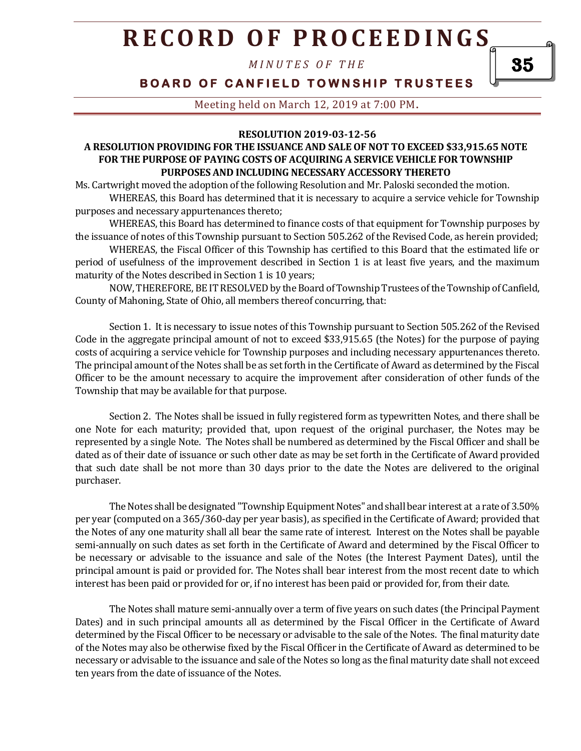**RESOLUTION 2019-03-12-56**

**A RESOLUTION PROVIDING FOR THE ISSUANCE AND SALE OF NOT TO EXCEED $33,915.65 NOTE FOR THE PURPOSE OF PAYING COSTS OF ACQUIRING A SERVICE VEHICLE FOR TOWNSHIP PURPOSES AND INCLUDING NECESSARY ACCESSORY THERETO**

Ms. Cartwright moved the adoption of the following Resolution and Mr. Paloski seconded the motion.

WHEREAS, this Board has determined that it is necessary to acquire a service vehicle for Township purposes and necessary appurtenances thereto;

WHEREAS, this Board has determined to finance costs of that equipment for Township purposes by the issuance of notes of this Township pursuant to Section 505.262 of the Revised Code, as herein provided;

WHEREAS, the Fiscal Officer of this Township has certified to this Board that the estimated life or period of usefulness of the improvement described in Section 1 is at least five years, and the maximum maturity of the Notes described in Section 1 is 10 years;

NOW, THEREFORE, BE IT RESOLVED by the Board of Township Trustees of the Township of Canfield, County of Mahoning, State of Ohio, all members thereof concurring, that:

Section 1. It is necessary to issue notes of this Township pursuant to Section 505.262 of the Revised Code in the aggregate principal amount of not to exceed $33,915.65 (the Notes) for the purpose of paying costs of acquiring a service vehicle for Township purposes and including necessary appurtenances thereto. The principal amount of the Notes shall be as set forth in the Certificate of Award as determined by the Fiscal Officer to be the amount necessary to acquire the improvement after consideration of other funds of the Township that may be available for that purpose.

Section 2. The Notes shall be issued in fully registered form as typewritten Notes, and there shall be one Note for each maturity; provided that, upon request of the original purchaser, the Notes may be represented by a single Note. The Notes shall be numbered as determined by the Fiscal Officer and shall be dated as of their date of issuance or such other date as may be set forth in the Certificate of Award provided that such date shall be not more than 30 days prior to the date the Notes are delivered to the original purchaser.

The Notes shall be designated "Township Equipment Notes" and shall bear interest at a rate of 3.50% per year (computed on a 365/360-day per year basis), as specified in the Certificate of Award; provided that the Notes of any one maturity shall all bear the same rate of interest. Interest on the Notes shall be payable semi-annually on such dates as set forth in the Certificate of Award and determined by the Fiscal Officer to be necessary or advisable to the issuance and sale of the Notes (the Interest Payment Dates), until the principal amount is paid or provided for. The Notes shall bear interest from the most recent date to which interest has been paid or provided for or, if no interest has been paid or provided for, from their date.

The Notes shall mature semi-annually over a term of five years on such dates (the Principal Payment Dates) and in such principal amounts all as determined by the Fiscal Officer in the Certificate of Award determined by the Fiscal Officer to be necessary or advisable to the sale of the Notes. The final maturity date of the Notes may also be otherwise fixed by the Fiscal Officer in the Certificate of Award as determined to be necessary or advisable to the issuance and sale of the Notes so long as the final maturity date shall not exceed ten years from the date of issuance of the Notes.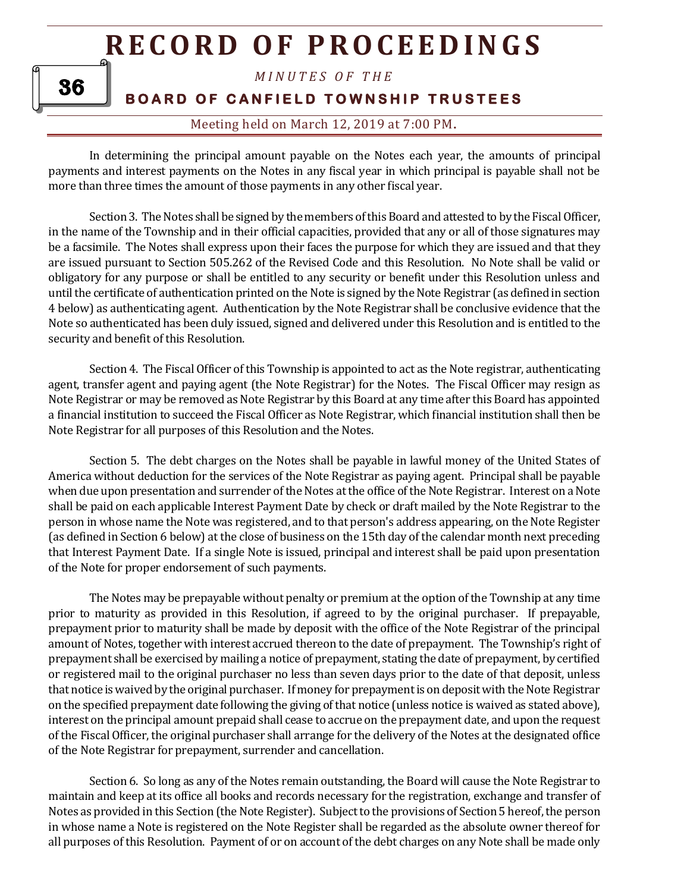In determining the principal amount payable on the Notes each year, the amounts of principal payments and interest payments on the Notes in any fiscal year in which principal is payable shall not be more than three times the amount of those payments in any other fiscal year.

Section 3. The Notes shall be signed by the members of this Board and attested to by the Fiscal Officer, in the name of the Township and in their official capacities, provided that any or all of those signatures may be a facsimile. The Notes shall express upon their faces the purpose for which they are issued and that they are issued pursuant to Section 505.262 of the Revised Code and this Resolution. No Note shall be valid or obligatory for any purpose or shall be entitled to any security or benefit under this Resolution unless and until the certificate of authentication printed on the Note is signed by the Note Registrar (as defined in section 4 below) as authenticating agent. Authentication by the Note Registrar shall be conclusive evidence that the Note so authenticated has been duly issued, signed and delivered under this Resolution and is entitled to the security and benefit of this Resolution.

Section 4. The Fiscal Officer of this Township is appointed to act as the Note registrar, authenticating agent, transfer agent and paying agent (the Note Registrar) for the Notes. The Fiscal Officer may resign as Note Registrar or may be removed as Note Registrar by this Board at any time after this Board has appointed a financial institution to succeed the Fiscal Officer as Note Registrar, which financial institution shall then be Note Registrar for all purposes of this Resolution and the Notes.

Section 5. The debt charges on the Notes shall be payable in lawful money of the United States of America without deduction for the services of the Note Registrar as paying agent. Principal shall be payable when due upon presentation and surrender of the Notes at the office of the Note Registrar. Interest on a Note shall be paid on each applicable Interest Payment Date by check or draft mailed by the Note Registrar to the person in whose name the Note was registered, and to that person's address appearing, on the Note Register (as defined in Section 6 below) at the close of business on the 15th day of the calendar month next preceding that Interest Payment Date. If a single Note is issued, principal and interest shall be paid upon presentation of the Note for proper endorsement of such payments.

The Notes may be prepayable without penalty or premium at the option of the Township at any time prior to maturity as provided in this Resolution, if agreed to by the original purchaser. If prepayable, prepayment prior to maturity shall be made by deposit with the office of the Note Registrar of the principal amount of Notes, together with interest accrued thereon to the date of prepayment. The Township's right of prepayment shall be exercised by mailing a notice of prepayment, stating the date of prepayment, by certified or registered mail to the original purchaser no less than seven days prior to the date of that deposit, unless that notice is waived by the original purchaser. If money for prepayment is on deposit with the Note Registrar on the specified prepayment date following the giving of that notice (unless notice is waived as stated above), interest on the principal amount prepaid shall cease to accrue on the prepayment date, and upon the request of the Fiscal Officer, the original purchaser shall arrange for the delivery of the Notes at the designated office of the Note Registrar for prepayment, surrender and cancellation.

Section 6. So long as any of the Notes remain outstanding, the Board will cause the Note Registrar to maintain and keep at its office all books and records necessary for the registration, exchange and transfer of Notes as provided in this Section (the Note Register). Subject to the provisions of Section 5 hereof, the person in whose name a Note is registered on the Note Register shall be regarded as the absolute owner thereof for all purposes of this Resolution. Payment of or on account of the debt charges on any Note shall be made only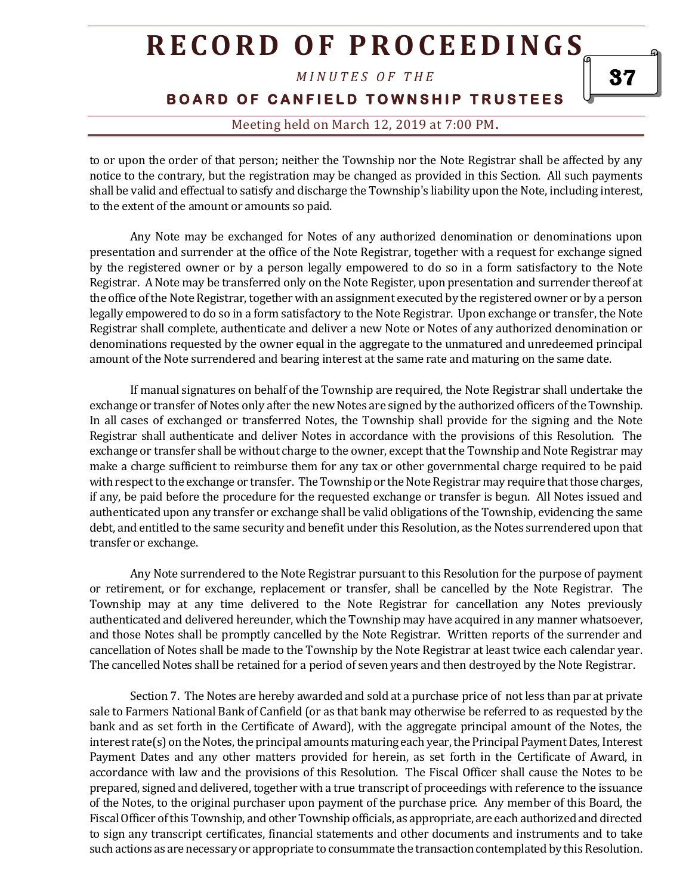to or upon the order of that person; neither the Township nor the Note Registrar shall be affected by any notice to the contrary, but the registration may be changed as provided in this Section. All such payments shall be valid and effectual to satisfy and discharge the Township's liability upon the Note, including interest, to the extent of the amount or amounts so paid.

Any Note may be exchanged for Notes of any authorized denomination or denominations upon presentation and surrender at the office of the Note Registrar, together with a request for exchange signed by the registered owner or by a person legally empowered to do so in a form satisfactory to the Note Registrar. A Note may be transferred only on the Note Register, upon presentation and surrender thereof at the office of the Note Registrar, together with an assignment executed by the registered owner or by a person legally empowered to do so in a form satisfactory to the Note Registrar. Upon exchange or transfer, the Note Registrar shall complete, authenticate and deliver a new Note or Notes of any authorized denomination or denominations requested by the owner equal in the aggregate to the unmatured and unredeemed principal amount of the Note surrendered and bearing interest at the same rate and maturing on the same date.

If manual signatures on behalf of the Township are required, the Note Registrar shall undertake the exchange or transfer of Notes only after the new Notes are signed by the authorized officers of the Township. In all cases of exchanged or transferred Notes, the Township shall provide for the signing and the Note Registrar shall authenticate and deliver Notes in accordance with the provisions of this Resolution. The exchange or transfer shall be without charge to the owner, except that the Township and Note Registrar may make a charge sufficient to reimburse them for any tax or other governmental charge required to be paid with respect to the exchange or transfer. The Township or the Note Registrar may require that those charges, if any, be paid before the procedure for the requested exchange or transfer is begun. All Notes issued and authenticated upon any transfer or exchange shall be valid obligations of the Township, evidencing the same debt, and entitled to the same security and benefit under this Resolution, as the Notes surrendered upon that transfer or exchange.

Any Note surrendered to the Note Registrar pursuant to this Resolution for the purpose of payment or retirement, or for exchange, replacement or transfer, shall be cancelled by the Note Registrar. The Township may at any time delivered to the Note Registrar for cancellation any Notes previously authenticated and delivered hereunder, which the Township may have acquired in any manner whatsoever, and those Notes shall be promptly cancelled by the Note Registrar. Written reports of the surrender and cancellation of Notes shall be made to the Township by the Note Registrar at least twice each calendar year. The cancelled Notes shall be retained for a period of seven years and then destroyed by the Note Registrar.

Section 7. The Notes are hereby awarded and sold at a purchase price of not less than par at private sale to Farmers National Bank of Canfield (or as that bank may otherwise be referred to as requested by the bank and as set forth in the Certificate of Award), with the aggregate principal amount of the Notes, the interest rate(s) on the Notes, the principal amounts maturing each year, the Principal Payment Dates, Interest Payment Dates and any other matters provided for herein, as set forth in the Certificate of Award, in accordance with law and the provisions of this Resolution. The Fiscal Officer shall cause the Notes to be prepared, signed and delivered, together with a true transcript of proceedings with reference to the issuance of the Notes, to the original purchaser upon payment of the purchase price. Any member of this Board, the Fiscal Officer of this Township, and other Township officials, as appropriate, are each authorized and directed to sign any transcript certificates, financial statements and other documents and instruments and to take such actions as are necessary or appropriate to consummate the transaction contemplated by this Resolution.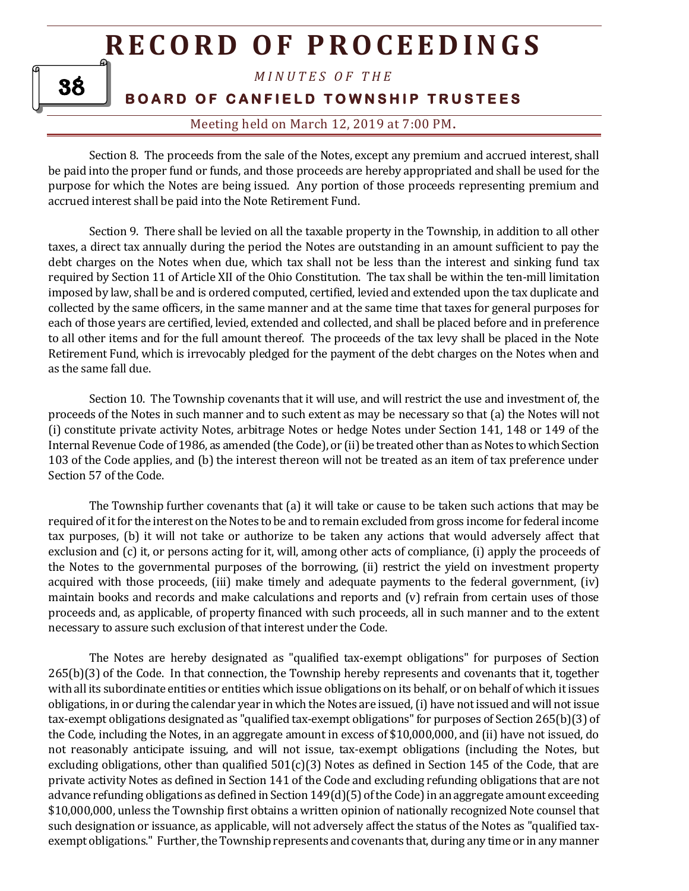Section 8. The proceeds from the sale of the Notes, except any premium and accrued interest, shall be paid into the proper fund or funds, and those proceeds are hereby appropriated and shall be used for the purpose for which the Notes are being issued. Any portion of those proceeds representing premium and accrued interest shall be paid into the Note Retirement Fund.

Section 9. There shall be levied on all the taxable property in the Township, in addition to all other taxes, a direct tax annually during the period the Notes are outstanding in an amount sufficient to pay the debt charges on the Notes when due, which tax shall not be less than the interest and sinking fund tax required by Section 11 of Article XII of the Ohio Constitution. The tax shall be within the ten-mill limitation imposed by law, shall be and is ordered computed, certified, levied and extended upon the tax duplicate and collected by the same officers, in the same manner and at the same time that taxes for general purposes for each of those years are certified, levied, extended and collected, and shall be placed before and in preference to all other items and for the full amount thereof. The proceeds of the tax levy shall be placed in the Note Retirement Fund, which is irrevocably pledged for the payment of the debt charges on the Notes when and as the same fall due.

Section 10. The Township covenants that it will use, and will restrict the use and investment of, the proceeds of the Notes in such manner and to such extent as may be necessary so that (a) the Notes will not (i) constitute private activity Notes, arbitrage Notes or hedge Notes under Section 141, 148 or 149 of the Internal Revenue Code of 1986, as amended (the Code), or (ii) be treated other than as Notes to which Section 103 of the Code applies, and (b) the interest thereon will not be treated as an item of tax preference under Section 57 of the Code.

The Township further covenants that (a) it will take or cause to be taken such actions that may be required of it for the interest on the Notes to be and to remain excluded from gross income for federal income tax purposes, (b) it will not take or authorize to be taken any actions that would adversely affect that exclusion and (c) it, or persons acting for it, will, among other acts of compliance, (i) apply the proceeds of the Notes to the governmental purposes of the borrowing, (ii) restrict the yield on investment property acquired with those proceeds, (iii) make timely and adequate payments to the federal government, (iv) maintain books and records and make calculations and reports and (v) refrain from certain uses of those proceeds and, as applicable, of property financed with such proceeds, all in such manner and to the extent necessary to assure such exclusion of that interest under the Code.

The Notes are hereby designated as "qualified tax-exempt obligations" for purposes of Section 265(b)(3) of the Code. In that connection, the Township hereby represents and covenants that it, together with all its subordinate entities or entities which issue obligations on its behalf, or on behalf of which it issues obligations, in or during the calendar year in which the Notes are issued, (i) have not issued and will not issue tax-exempt obligations designated as "qualified tax-exempt obligations" for purposes of Section 265(b)(3) of the Code, including the Notes, in an aggregate amount in excess of $10,000,000, and (ii) have not issued, do not reasonably anticipate issuing, and will not issue, tax-exempt obligations (including the Notes, but excluding obligations, other than qualified 501(c)(3) Notes as defined in Section 145 of the Code, that are private activity Notes as defined in Section 141 of the Code and excluding refunding obligations that are not advance refunding obligations as defined in Section 149(d)(5) of the Code) in an aggregate amount exceeding $10,000,000, unless the Township first obtains a written opinion of nationally recognized Note counsel that such designation or issuance, as applicable, will not adversely affect the status of the Notes as "qualified tax-exempt obligations." Further, the Township represents and covenants that, during any time or in any manner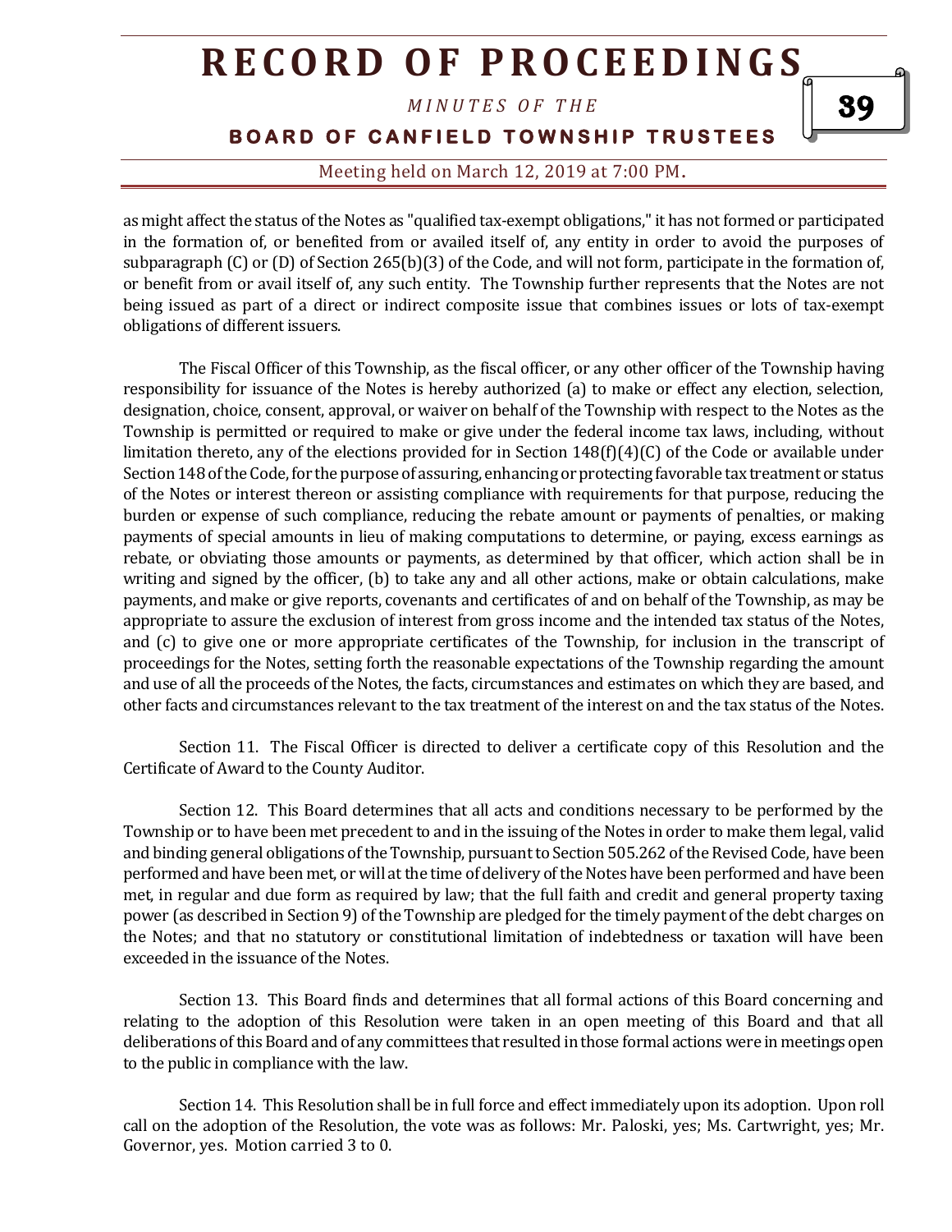as might affect the status of the Notes as "qualified tax-exempt obligations," it has not formed or participated in the formation of, or benefited from or availed itself of, any entity in order to avoid the purposes of subparagraph (C) or (D) of Section 265(b)(3) of the Code, and will not form, participate in the formation of, or benefit from or avail itself of, any such entity. The Township further represents that the Notes are not being issued as part of a direct or indirect composite issue that combines issues or lots of tax-exempt obligations of different issuers.

The Fiscal Officer of this Township, as the fiscal officer, or any other officer of the Township having responsibility for issuance of the Notes is hereby authorized (a) to make or effect any election, selection, designation, choice, consent, approval, or waiver on behalf of the Township with respect to the Notes as the Township is permitted or required to make or give under the federal income tax laws, including, without limitation thereto, any of the elections provided for in Section 148(f)(4)(C) of the Code or available under Section 148 of the Code, for the purpose of assuring, enhancing or protecting favorable tax treatment or status of the Notes or interest thereon or assisting compliance with requirements for that purpose, reducing the burden or expense of such compliance, reducing the rebate amount or payments of penalties, or making payments of special amounts in lieu of making computations to determine, or paying, excess earnings as rebate, or obviating those amounts or payments, as determined by that officer, which action shall be in writing and signed by the officer, (b) to take any and all other actions, make or obtain calculations, make payments, and make or give reports, covenants and certificates of and on behalf of the Township, as may be appropriate to assure the exclusion of interest from gross income and the intended tax status of the Notes, and (c) to give one or more appropriate certificates of the Township, for inclusion in the transcript of proceedings for the Notes, setting forth the reasonable expectations of the Township regarding the amount and use of all the proceeds of the Notes, the facts, circumstances and estimates on which they are based, and other facts and circumstances relevant to the tax treatment of the interest on and the tax status of the Notes.

Section 11. The Fiscal Officer is directed to deliver a certificate copy of this Resolution and the Certificate of Award to the County Auditor.

Section 12. This Board determines that all acts and conditions necessary to be performed by the Township or to have been met precedent to and in the issuing of the Notes in order to make them legal, valid and binding general obligations of the Township, pursuant to Section 505.262 of the Revised Code, have been performed and have been met, or will at the time of delivery of the Notes have been performed and have been met, in regular and due form as required by law; that the full faith and credit and general property taxing power (as described in Section 9) of the Township are pledged for the timely payment of the debt charges on the Notes; and that no statutory or constitutional limitation of indebtedness or taxation will have been exceeded in the issuance of the Notes.

Section 13. This Board finds and determines that all formal actions of this Board concerning and relating to the adoption of this Resolution were taken in an open meeting of this Board and that all deliberations of this Board and of any committees that resulted in those formal actions were in meetings open to the public in compliance with the law.

Section 14. This Resolution shall be in full force and effect immediately upon its adoption. Upon roll call on the adoption of the Resolution, the vote was as follows: Mr. Paloski, yes; Ms. Cartwright, yes; Mr. Governor, yes. Motion carried 3 to 0.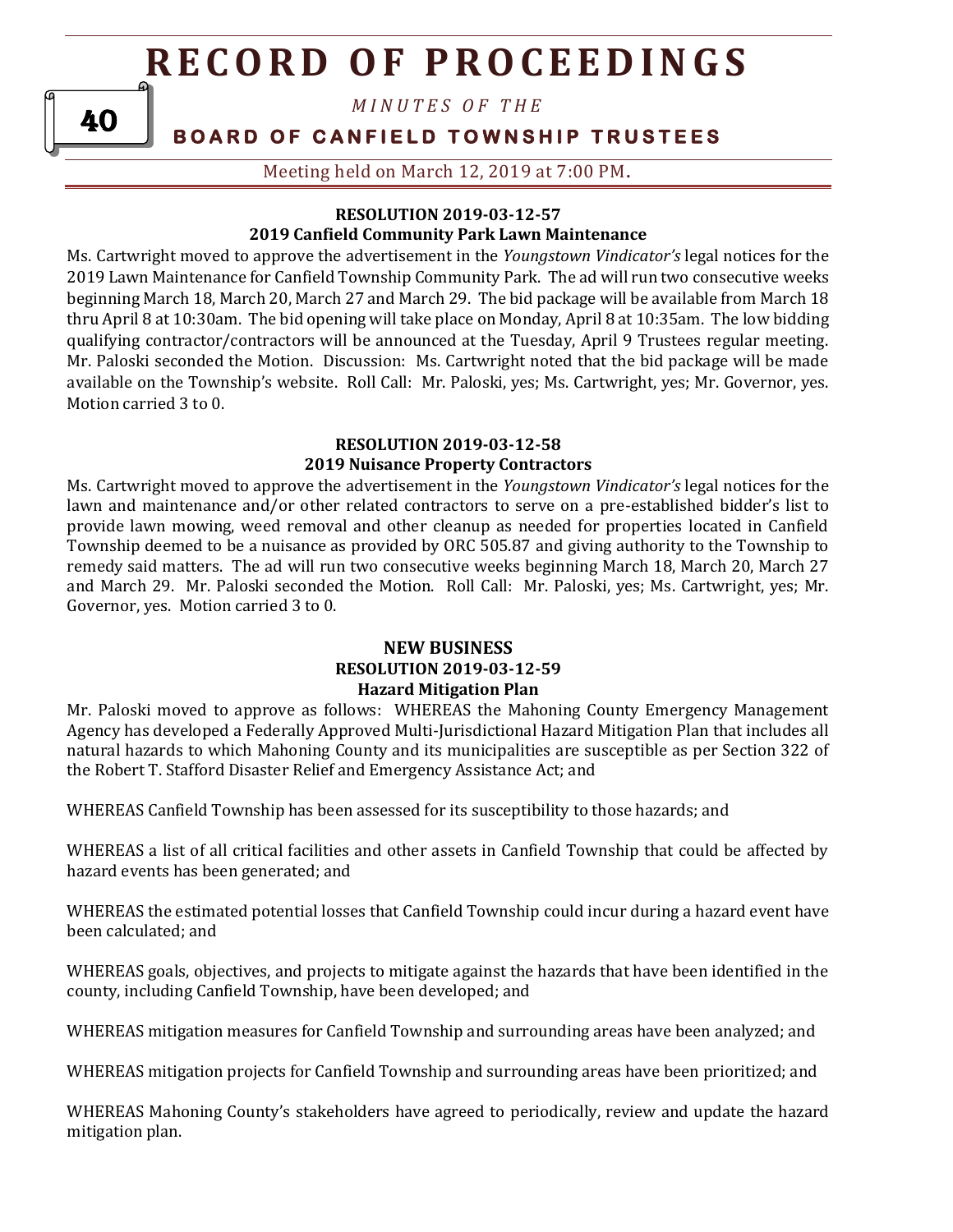### RESOLUTION 2019-03-12-57
### 2019 Canfield Community Park Lawn Maintenance

Ms. Cartwright moved to approve the advertisement in the *Youngstown Vindicator's* legal notices for the 2019 Lawn Maintenance for Canfield Township Community Park. The ad will run two consecutive weeks beginning March 18, March 20, March 27 and March 29. The bid package will be available from March 18 thru April 8 at 10:30am. The bid opening will take place on Monday, April 8 at 10:35am. The low bidding qualifying contractor/contractors will be announced at the Tuesday, April 9 Trustees regular meeting. Mr. Paloski seconded the Motion. Discussion: Ms. Cartwright noted that the bid package will be made available on the Township's website. Roll Call: Mr. Paloski, yes; Ms. Cartwright, yes; Mr. Governor, yes. Motion carried 3 to 0.

### RESOLUTION 2019-03-12-58
### 2019 Nuisance Property Contractors

Ms. Cartwright moved to approve the advertisement in the *Youngstown Vindicator's* legal notices for the lawn and maintenance and/or other related contractors to serve on a pre-established bidder's list to provide lawn mowing, weed removal and other cleanup as needed for properties located in Canfield Township deemed to be a nuisance as provided by ORC 505.87 and giving authority to the Township to remedy said matters. The ad will run two consecutive weeks beginning March 18, March 20, March 27 and March 29. Mr. Paloski seconded the Motion. Roll Call: Mr. Paloski, yes; Ms. Cartwright, yes; Mr. Governor, yes. Motion carried 3 to 0.

## NEW BUSINESS
### RESOLUTION 2019-03-12-59
### Hazard Mitigation Plan

Mr. Paloski moved to approve as follows: WHEREAS the Mahoning County Emergency Management Agency has developed a Federally Approved Multi-Jurisdictional Hazard Mitigation Plan that includes all natural hazards to which Mahoning County and its municipalities are susceptible as per Section 322 of the Robert T. Stafford Disaster Relief and Emergency Assistance Act; and

WHEREAS Canfield Township has been assessed for its susceptibility to those hazards; and

WHEREAS a list of all critical facilities and other assets in Canfield Township that could be affected by hazard events has been generated; and

WHEREAS the estimated potential losses that Canfield Township could incur during a hazard event have been calculated; and

WHEREAS goals, objectives, and projects to mitigate against the hazards that have been identified in the county, including Canfield Township, have been developed; and

WHEREAS mitigation measures for Canfield Township and surrounding areas have been analyzed; and

WHEREAS mitigation projects for Canfield Township and surrounding areas have been prioritized; and

WHEREAS Mahoning County's stakeholders have agreed to periodically, review and update the hazard mitigation plan.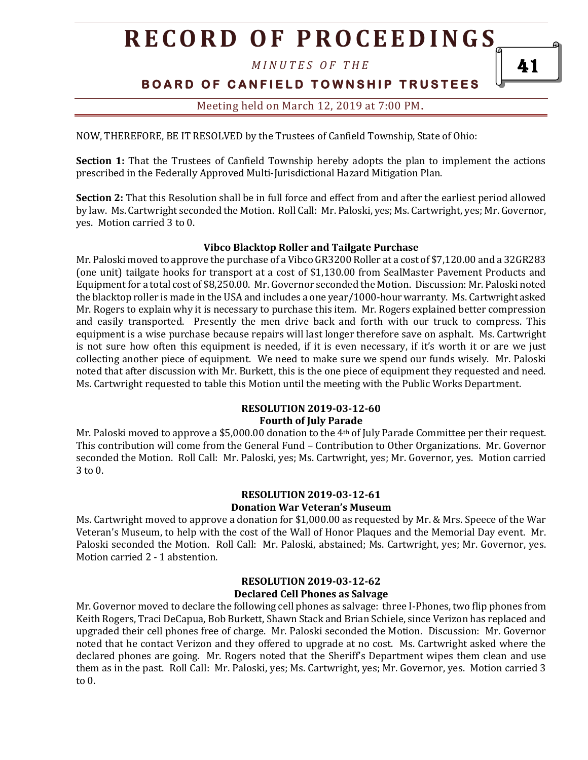NOW, THEREFORE, BE IT RESOLVED by the Trustees of Canfield Township, State of Ohio:

**Section 1:** That the Trustees of Canfield Township hereby adopts the plan to implement the actions prescribed in the Federally Approved Multi-Jurisdictional Hazard Mitigation Plan.

**Section 2:** That this Resolution shall be in full force and effect from and after the earliest period allowed by law. Ms. Cartwright seconded the Motion. Roll Call: Mr. Paloski, yes; Ms. Cartwright, yes; Mr. Governor, yes. Motion carried 3 to 0.

**Vibco Blacktop Roller and Tailgate Purchase**

Mr. Paloski moved to approve the purchase of a Vibco GR3200 Roller at a cost of $7,120.00 and a 32GR283 (one unit) tailgate hooks for transport at a cost of $1,130.00 from SealMaster Pavement Products and Equipment for a total cost of $8,250.00. Mr. Governor seconded the Motion. Discussion: Mr. Paloski noted the blacktop roller is made in the USA and includes a one year/1000-hour warranty. Ms. Cartwright asked Mr. Rogers to explain why it is necessary to purchase this item. Mr. Rogers explained better compression and easily transported. Presently the men drive back and forth with our truck to compress. This equipment is a wise purchase because repairs will last longer therefore save on asphalt. Ms. Cartwright is not sure how often this equipment is needed, if it is even necessary, if it's worth it or are we just collecting another piece of equipment. We need to make sure we spend our funds wisely. Mr. Paloski noted that after discussion with Mr. Burkett, this is the one piece of equipment they requested and need. Ms. Cartwright requested to table this Motion until the meeting with the Public Works Department.

**RESOLUTION 2019-03-12-60**
**Fourth of July Parade**

Mr. Paloski moved to approve a $5,000.00 donation to the 4th of July Parade Committee per their request. This contribution will come from the General Fund – Contribution to Other Organizations. Mr. Governor seconded the Motion. Roll Call: Mr. Paloski, yes; Ms. Cartwright, yes; Mr. Governor, yes. Motion carried 3 to 0.

**RESOLUTION 2019-03-12-61**
**Donation War Veteran's Museum**

Ms. Cartwright moved to approve a donation for $1,000.00 as requested by Mr. & Mrs. Speece of the War Veteran's Museum, to help with the cost of the Wall of Honor Plaques and the Memorial Day event. Mr. Paloski seconded the Motion. Roll Call: Mr. Paloski, abstained; Ms. Cartwright, yes; Mr. Governor, yes. Motion carried 2 - 1 abstention.

**RESOLUTION 2019-03-12-62**
**Declared Cell Phones as Salvage**

Mr. Governor moved to declare the following cell phones as salvage: three I-Phones, two flip phones from Keith Rogers, Traci DeCapua, Bob Burkett, Shawn Stack and Brian Schiele, since Verizon has replaced and upgraded their cell phones free of charge. Mr. Paloski seconded the Motion. Discussion: Mr. Governor noted that he contact Verizon and they offered to upgrade at no cost. Ms. Cartwright asked where the declared phones are going. Mr. Rogers noted that the Sheriff's Department wipes them clean and use them as in the past. Roll Call: Mr. Paloski, yes; Ms. Cartwright, yes; Mr. Governor, yes. Motion carried 3 to 0.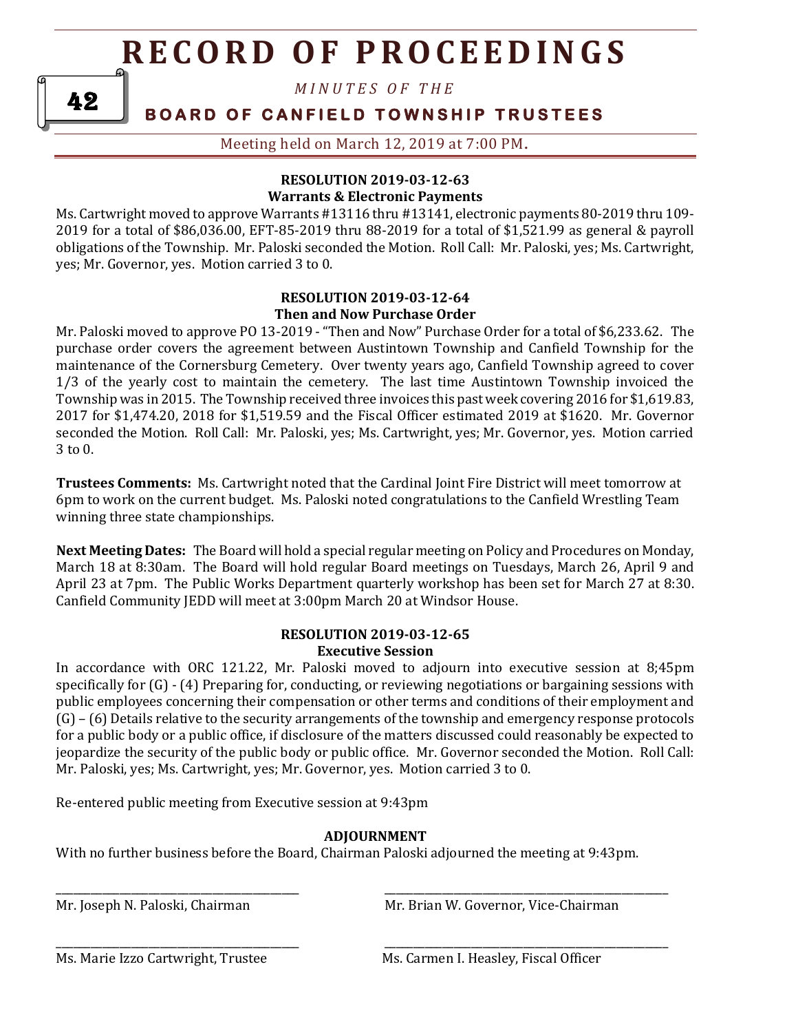**RESOLUTION 2019-03-12-63**
**Warrants & Electronic Payments**

Ms. Cartwright moved to approve Warrants #13116 thru #13141, electronic payments 80-2019 thru 109-2019 for a total of $86,036.00, EFT-85-2019 thru 88-2019 for a total of $1,521.99 as general & payroll obligations of the Township. Mr. Paloski seconded the Motion. Roll Call: Mr. Paloski, yes; Ms. Cartwright, yes; Mr. Governor, yes. Motion carried 3 to 0.

**RESOLUTION 2019-03-12-64**
**Then and Now Purchase Order**

Mr. Paloski moved to approve PO 13-2019 - "Then and Now" Purchase Order for a total of $6,233.62. The purchase order covers the agreement between Austintown Township and Canfield Township for the maintenance of the Cornersburg Cemetery. Over twenty years ago, Canfield Township agreed to cover 1/3 of the yearly cost to maintain the cemetery. The last time Austintown Township invoiced the Township was in 2015. The Township received three invoices this past week covering 2016 for $1,619.83, 2017 for $1,474.20, 2018 for $1,519.59 and the Fiscal Officer estimated 2019 at $1620. Mr. Governor seconded the Motion. Roll Call: Mr. Paloski, yes; Ms. Cartwright, yes; Mr. Governor, yes. Motion carried 3 to 0.

**Trustees Comments:** Ms. Cartwright noted that the Cardinal Joint Fire District will meet tomorrow at 6pm to work on the current budget. Ms. Paloski noted congratulations to the Canfield Wrestling Team winning three state championships.

**Next Meeting Dates:** The Board will hold a special regular meeting on Policy and Procedures on Monday, March 18 at 8:30am. The Board will hold regular Board meetings on Tuesdays, March 26, April 9 and April 23 at 7pm. The Public Works Department quarterly workshop has been set for March 27 at 8:30. Canfield Community JEDD will meet at 3:00pm March 20 at Windsor House.

**RESOLUTION 2019-03-12-65**
**Executive Session**

In accordance with ORC 121.22, Mr. Paloski moved to adjourn into executive session at 8;45pm specifically for (G) - (4) Preparing for, conducting, or reviewing negotiations or bargaining sessions with public employees concerning their compensation or other terms and conditions of their employment and (G) – (6) Details relative to the security arrangements of the township and emergency response protocols for a public body or a public office, if disclosure of the matters discussed could reasonably be expected to jeopardize the security of the public body or public office. Mr. Governor seconded the Motion. Roll Call: Mr. Paloski, yes; Ms. Cartwright, yes; Mr. Governor, yes. Motion carried 3 to 0.

Re-entered public meeting from Executive session at 9:43pm

**ADJOURNMENT**

With no further business before the Board, Chairman Paloski adjourned the meeting at 9:43pm.

_______________________________________
Mr. Joseph N. Paloski, Chairman

_______________________________________
Mr. Brian W. Governor, Vice-Chairman

_______________________________________
Ms. Marie Izzo Cartwright, Trustee

_______________________________________
Ms. Carmen I. Heasley, Fiscal Officer